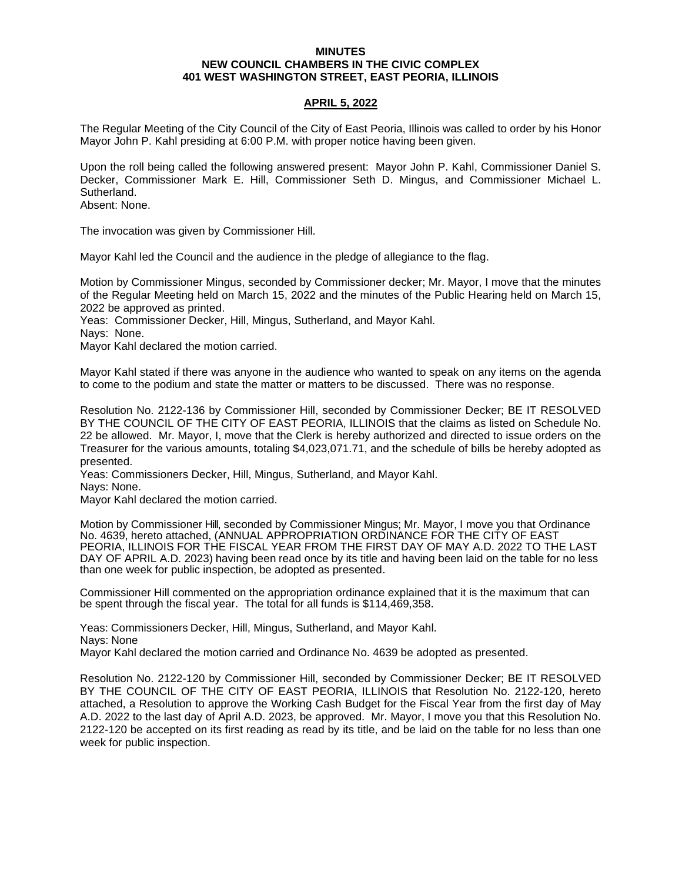**MINUTES**
**NEW COUNCIL CHAMBERS IN THE CIVIC COMPLEX**
**401 WEST WASHINGTON STREET, EAST PEORIA, ILLINOIS**

**APRIL 5, 2022**

The Regular Meeting of the City Council of the City of East Peoria, Illinois was called to order by his Honor Mayor John P. Kahl presiding at 6:00 P.M. with proper notice having been given.

Upon the roll being called the following answered present: Mayor John P. Kahl, Commissioner Daniel S. Decker, Commissioner Mark E. Hill, Commissioner Seth D. Mingus, and Commissioner Michael L. Sutherland.
Absent: None.

The invocation was given by Commissioner Hill.

Mayor Kahl led the Council and the audience in the pledge of allegiance to the flag.

Motion by Commissioner Mingus, seconded by Commissioner decker; Mr. Mayor, I move that the minutes of the Regular Meeting held on March 15, 2022 and the minutes of the Public Hearing held on March 15, 2022 be approved as printed.
Yeas: Commissioner Decker, Hill, Mingus, Sutherland, and Mayor Kahl.
Nays: None.
Mayor Kahl declared the motion carried.

Mayor Kahl stated if there was anyone in the audience who wanted to speak on any items on the agenda to come to the podium and state the matter or matters to be discussed. There was no response.

Resolution No. 2122-136 by Commissioner Hill, seconded by Commissioner Decker; BE IT RESOLVED BY THE COUNCIL OF THE CITY OF EAST PEORIA, ILLINOIS that the claims as listed on Schedule No. 22 be allowed. Mr. Mayor, I, move that the Clerk is hereby authorized and directed to issue orders on the Treasurer for the various amounts, totaling $4,023,071.71, and the schedule of bills be hereby adopted as presented.
Yeas: Commissioners Decker, Hill, Mingus, Sutherland, and Mayor Kahl.
Nays: None.
Mayor Kahl declared the motion carried.

Motion by Commissioner Hill, seconded by Commissioner Mingus; Mr. Mayor, I move you that Ordinance No. 4639, hereto attached, (ANNUAL APPROPRIATION ORDINANCE FOR THE CITY OF EAST PEORIA, ILLINOIS FOR THE FISCAL YEAR FROM THE FIRST DAY OF MAY A.D. 2022 TO THE LAST DAY OF APRIL A.D. 2023) having been read once by its title and having been laid on the table for no less than one week for public inspection, be adopted as presented.

Commissioner Hill commented on the appropriation ordinance explained that it is the maximum that can be spent through the fiscal year. The total for all funds is $114,469,358.

Yeas: Commissioners Decker, Hill, Mingus, Sutherland, and Mayor Kahl.
Nays: None
Mayor Kahl declared the motion carried and Ordinance No. 4639 be adopted as presented.

Resolution No. 2122-120 by Commissioner Hill, seconded by Commissioner Decker; BE IT RESOLVED BY THE COUNCIL OF THE CITY OF EAST PEORIA, ILLINOIS that Resolution No. 2122-120, hereto attached, a Resolution to approve the Working Cash Budget for the Fiscal Year from the first day of May A.D. 2022 to the last day of April A.D. 2023, be approved. Mr. Mayor, I move you that this Resolution No. 2122-120 be accepted on its first reading as read by its title, and be laid on the table for no less than one week for public inspection.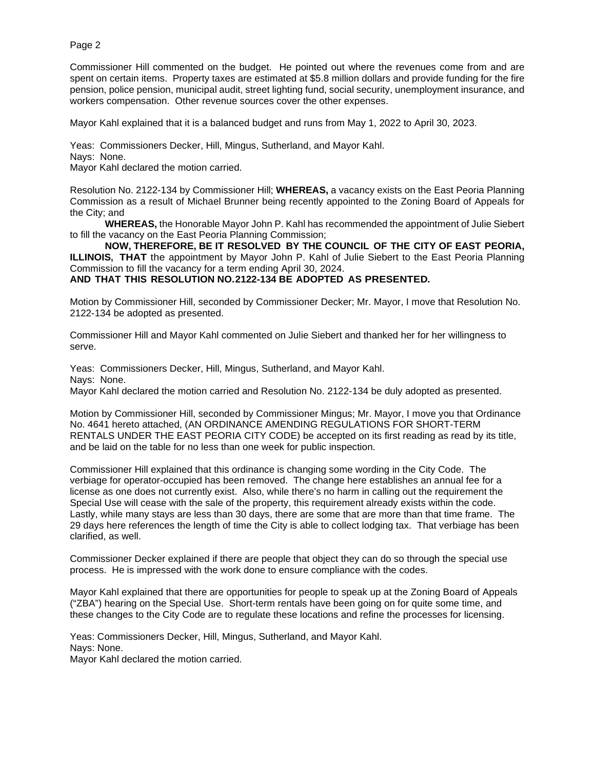Commissioner Hill commented on the budget. He pointed out where the revenues come from and are spent on certain items. Property taxes are estimated at $5.8 million dollars and provide funding for the fire pension, police pension, municipal audit, street lighting fund, social security, unemployment insurance, and workers compensation. Other revenue sources cover the other expenses.

Mayor Kahl explained that it is a balanced budget and runs from May 1, 2022 to April 30, 2023.

Yeas: Commissioners Decker, Hill, Mingus, Sutherland, and Mayor Kahl.
Nays: None.
Mayor Kahl declared the motion carried.

Resolution No. 2122-134 by Commissioner Hill; **WHEREAS,** a vacancy exists on the East Peoria Planning Commission as a result of Michael Brunner being recently appointed to the Zoning Board of Appeals for the City; and

**WHEREAS,** the Honorable Mayor John P. Kahl has recommended the appointment of Julie Siebert to fill the vacancy on the East Peoria Planning Commission;

**NOW, THEREFORE, BE IT RESOLVED BY THE COUNCIL OF THE CITY OF EAST PEORIA, ILLINOIS, THAT** the appointment by Mayor John P. Kahl of Julie Siebert to the East Peoria Planning Commission to fill the vacancy for a term ending April 30, 2024.
**AND THAT THIS RESOLUTION NO.2122-134 BE ADOPTED AS PRESENTED.**

Motion by Commissioner Hill, seconded by Commissioner Decker; Mr. Mayor, I move that Resolution No. 2122-134 be adopted as presented.

Commissioner Hill and Mayor Kahl commented on Julie Siebert and thanked her for her willingness to serve.

Yeas: Commissioners Decker, Hill, Mingus, Sutherland, and Mayor Kahl.
Nays: None.
Mayor Kahl declared the motion carried and Resolution No. 2122-134 be duly adopted as presented.

Motion by Commissioner Hill, seconded by Commissioner Mingus; Mr. Mayor, I move you that Ordinance No. 4641 hereto attached, (AN ORDINANCE AMENDING REGULATIONS FOR SHORT-TERM RENTALS UNDER THE EAST PEORIA CITY CODE) be accepted on its first reading as read by its title, and be laid on the table for no less than one week for public inspection.

Commissioner Hill explained that this ordinance is changing some wording in the City Code. The verbiage for operator-occupied has been removed. The change here establishes an annual fee for a license as one does not currently exist. Also, while there's no harm in calling out the requirement the Special Use will cease with the sale of the property, this requirement already exists within the code. Lastly, while many stays are less than 30 days, there are some that are more than that time frame. The 29 days here references the length of time the City is able to collect lodging tax. That verbiage has been clarified, as well.

Commissioner Decker explained if there are people that object they can do so through the special use process. He is impressed with the work done to ensure compliance with the codes.

Mayor Kahl explained that there are opportunities for people to speak up at the Zoning Board of Appeals ("ZBA") hearing on the Special Use. Short-term rentals have been going on for quite some time, and these changes to the City Code are to regulate these locations and refine the processes for licensing.

Yeas: Commissioners Decker, Hill, Mingus, Sutherland, and Mayor Kahl.
Nays: None.
Mayor Kahl declared the motion carried.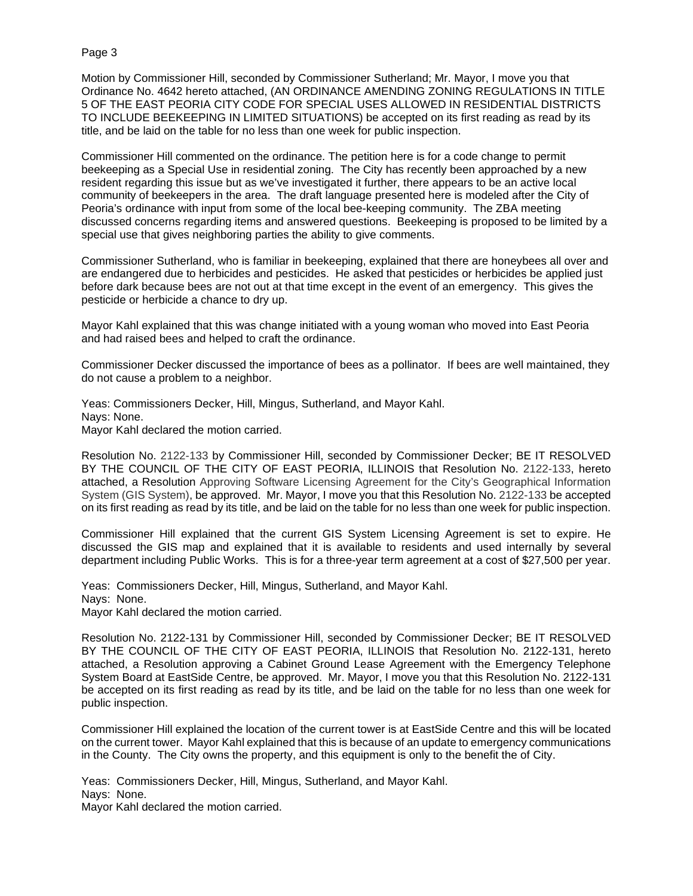Motion by Commissioner Hill, seconded by Commissioner Sutherland; Mr. Mayor, I move you that Ordinance No. 4642 hereto attached, (AN ORDINANCE AMENDING ZONING REGULATIONS IN TITLE 5 OF THE EAST PEORIA CITY CODE FOR SPECIAL USES ALLOWED IN RESIDENTIAL DISTRICTS TO INCLUDE BEEKEEPING IN LIMITED SITUATIONS) be accepted on its first reading as read by its title, and be laid on the table for no less than one week for public inspection.

Commissioner Hill commented on the ordinance. The petition here is for a code change to permit beekeeping as a Special Use in residential zoning. The City has recently been approached by a new resident regarding this issue but as we've investigated it further, there appears to be an active local community of beekeepers in the area. The draft language presented here is modeled after the City of Peoria's ordinance with input from some of the local bee-keeping community. The ZBA meeting discussed concerns regarding items and answered questions. Beekeeping is proposed to be limited by a special use that gives neighboring parties the ability to give comments.

Commissioner Sutherland, who is familiar in beekeeping, explained that there are honeybees all over and are endangered due to herbicides and pesticides. He asked that pesticides or herbicides be applied just before dark because bees are not out at that time except in the event of an emergency. This gives the pesticide or herbicide a chance to dry up.

Mayor Kahl explained that this was change initiated with a young woman who moved into East Peoria and had raised bees and helped to craft the ordinance.

Commissioner Decker discussed the importance of bees as a pollinator. If bees are well maintained, they do not cause a problem to a neighbor.

Yeas: Commissioners Decker, Hill, Mingus, Sutherland, and Mayor Kahl.
Nays: None.
Mayor Kahl declared the motion carried.

Resolution No. 2122-133 by Commissioner Hill, seconded by Commissioner Decker; BE IT RESOLVED BY THE COUNCIL OF THE CITY OF EAST PEORIA, ILLINOIS that Resolution No. 2122-133, hereto attached, a Resolution Approving Software Licensing Agreement for the City's Geographical Information System (GIS System), be approved. Mr. Mayor, I move you that this Resolution No. 2122-133 be accepted on its first reading as read by its title, and be laid on the table for no less than one week for public inspection.

Commissioner Hill explained that the current GIS System Licensing Agreement is set to expire. He discussed the GIS map and explained that it is available to residents and used internally by several department including Public Works. This is for a three-year term agreement at a cost of $27,500 per year.

Yeas: Commissioners Decker, Hill, Mingus, Sutherland, and Mayor Kahl.
Nays: None.
Mayor Kahl declared the motion carried.

Resolution No. 2122-131 by Commissioner Hill, seconded by Commissioner Decker; BE IT RESOLVED BY THE COUNCIL OF THE CITY OF EAST PEORIA, ILLINOIS that Resolution No. 2122-131, hereto attached, a Resolution approving a Cabinet Ground Lease Agreement with the Emergency Telephone System Board at EastSide Centre, be approved. Mr. Mayor, I move you that this Resolution No. 2122-131 be accepted on its first reading as read by its title, and be laid on the table for no less than one week for public inspection.

Commissioner Hill explained the location of the current tower is at EastSide Centre and this will be located on the current tower. Mayor Kahl explained that this is because of an update to emergency communications in the County. The City owns the property, and this equipment is only to the benefit the of City.

Yeas: Commissioners Decker, Hill, Mingus, Sutherland, and Mayor Kahl.
Nays: None.
Mayor Kahl declared the motion carried.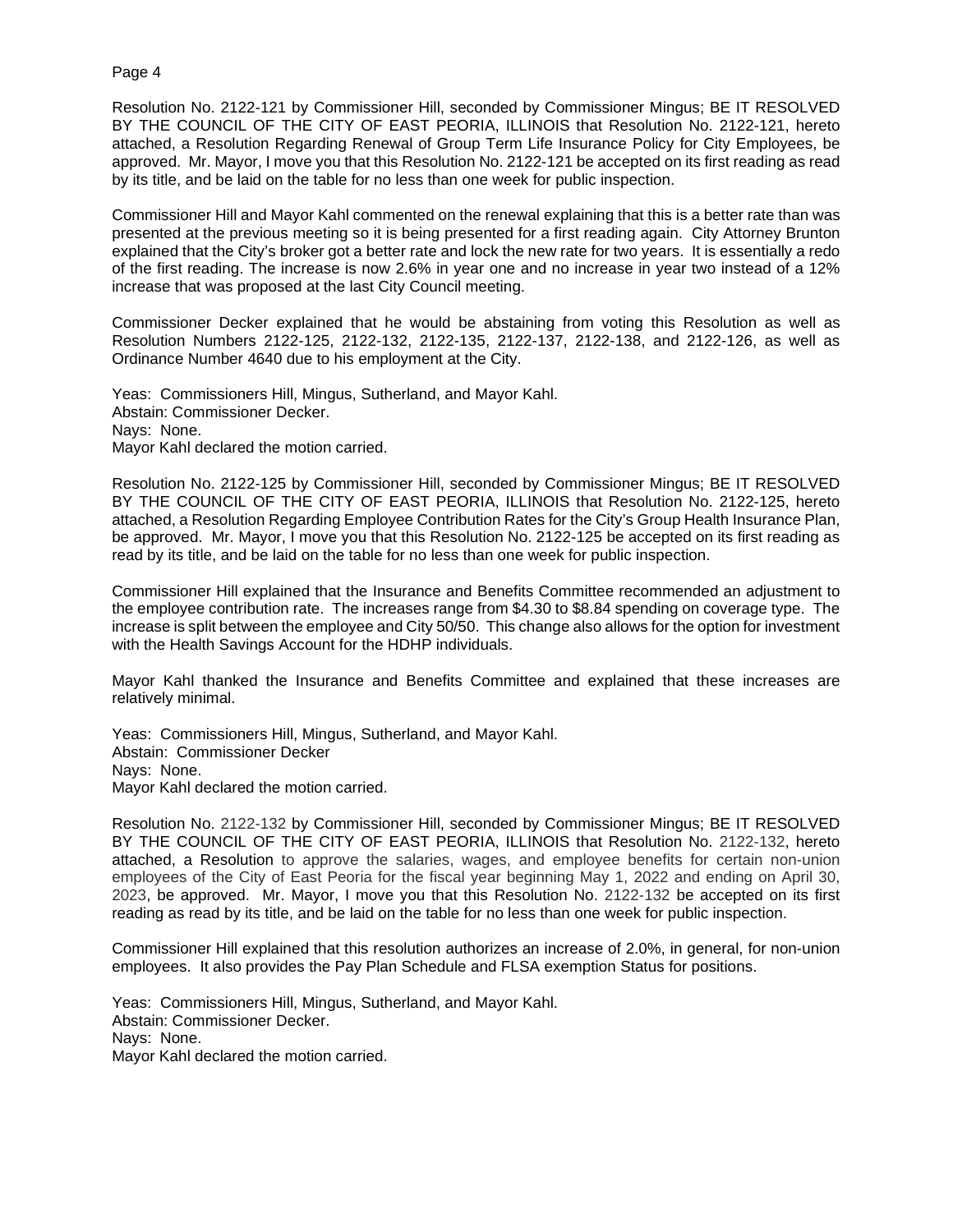Resolution No. 2122-121 by Commissioner Hill, seconded by Commissioner Mingus; BE IT RESOLVED BY THE COUNCIL OF THE CITY OF EAST PEORIA, ILLINOIS that Resolution No. 2122-121, hereto attached, a Resolution Regarding Renewal of Group Term Life Insurance Policy for City Employees, be approved. Mr. Mayor, I move you that this Resolution No. 2122-121 be accepted on its first reading as read by its title, and be laid on the table for no less than one week for public inspection.

Commissioner Hill and Mayor Kahl commented on the renewal explaining that this is a better rate than was presented at the previous meeting so it is being presented for a first reading again. City Attorney Brunton explained that the City's broker got a better rate and lock the new rate for two years. It is essentially a redo of the first reading. The increase is now 2.6% in year one and no increase in year two instead of a 12% increase that was proposed at the last City Council meeting.

Commissioner Decker explained that he would be abstaining from voting this Resolution as well as Resolution Numbers 2122-125, 2122-132, 2122-135, 2122-137, 2122-138, and 2122-126, as well as Ordinance Number 4640 due to his employment at the City.

Yeas: Commissioners Hill, Mingus, Sutherland, and Mayor Kahl.
Abstain: Commissioner Decker.
Nays: None.
Mayor Kahl declared the motion carried.

Resolution No. 2122-125 by Commissioner Hill, seconded by Commissioner Mingus; BE IT RESOLVED BY THE COUNCIL OF THE CITY OF EAST PEORIA, ILLINOIS that Resolution No. 2122-125, hereto attached, a Resolution Regarding Employee Contribution Rates for the City's Group Health Insurance Plan, be approved. Mr. Mayor, I move you that this Resolution No. 2122-125 be accepted on its first reading as read by its title, and be laid on the table for no less than one week for public inspection.

Commissioner Hill explained that the Insurance and Benefits Committee recommended an adjustment to the employee contribution rate. The increases range from $4.30 to $8.84 spending on coverage type. The increase is split between the employee and City 50/50. This change also allows for the option for investment with the Health Savings Account for the HDHP individuals.

Mayor Kahl thanked the Insurance and Benefits Committee and explained that these increases are relatively minimal.

Yeas: Commissioners Hill, Mingus, Sutherland, and Mayor Kahl.
Abstain: Commissioner Decker
Nays: None.
Mayor Kahl declared the motion carried.

Resolution No. 2122-132 by Commissioner Hill, seconded by Commissioner Mingus; BE IT RESOLVED BY THE COUNCIL OF THE CITY OF EAST PEORIA, ILLINOIS that Resolution No. 2122-132, hereto attached, a Resolution to approve the salaries, wages, and employee benefits for certain non-union employees of the City of East Peoria for the fiscal year beginning May 1, 2022 and ending on April 30, 2023, be approved. Mr. Mayor, I move you that this Resolution No. 2122-132 be accepted on its first reading as read by its title, and be laid on the table for no less than one week for public inspection.

Commissioner Hill explained that this resolution authorizes an increase of 2.0%, in general, for non-union employees. It also provides the Pay Plan Schedule and FLSA exemption Status for positions.

Yeas: Commissioners Hill, Mingus, Sutherland, and Mayor Kahl.
Abstain: Commissioner Decker.
Nays: None.
Mayor Kahl declared the motion carried.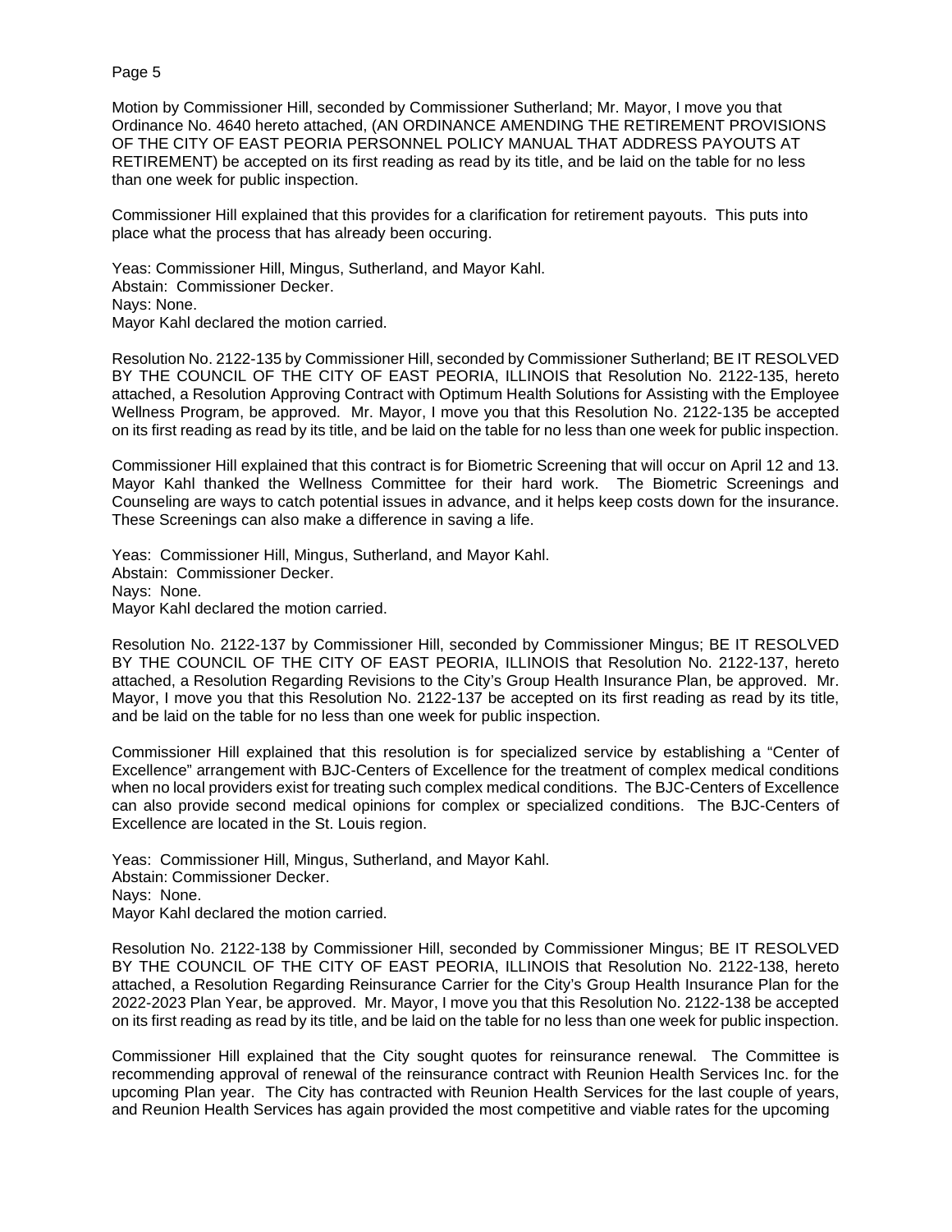Motion by Commissioner Hill, seconded by Commissioner Sutherland; Mr. Mayor, I move you that Ordinance No. 4640 hereto attached, (AN ORDINANCE AMENDING THE RETIREMENT PROVISIONS OF THE CITY OF EAST PEORIA PERSONNEL POLICY MANUAL THAT ADDRESS PAYOUTS AT RETIREMENT) be accepted on its first reading as read by its title, and be laid on the table for no less than one week for public inspection.

Commissioner Hill explained that this provides for a clarification for retirement payouts. This puts into place what the process that has already been occuring.

Yeas: Commissioner Hill, Mingus, Sutherland, and Mayor Kahl.
Abstain: Commissioner Decker.
Nays: None.
Mayor Kahl declared the motion carried.

Resolution No. 2122-135 by Commissioner Hill, seconded by Commissioner Sutherland; BE IT RESOLVED BY THE COUNCIL OF THE CITY OF EAST PEORIA, ILLINOIS that Resolution No. 2122-135, hereto attached, a Resolution Approving Contract with Optimum Health Solutions for Assisting with the Employee Wellness Program, be approved. Mr. Mayor, I move you that this Resolution No. 2122-135 be accepted on its first reading as read by its title, and be laid on the table for no less than one week for public inspection.

Commissioner Hill explained that this contract is for Biometric Screening that will occur on April 12 and 13. Mayor Kahl thanked the Wellness Committee for their hard work. The Biometric Screenings and Counseling are ways to catch potential issues in advance, and it helps keep costs down for the insurance. These Screenings can also make a difference in saving a life.

Yeas: Commissioner Hill, Mingus, Sutherland, and Mayor Kahl.
Abstain: Commissioner Decker.
Nays: None.
Mayor Kahl declared the motion carried.

Resolution No. 2122-137 by Commissioner Hill, seconded by Commissioner Mingus; BE IT RESOLVED BY THE COUNCIL OF THE CITY OF EAST PEORIA, ILLINOIS that Resolution No. 2122-137, hereto attached, a Resolution Regarding Revisions to the City's Group Health Insurance Plan, be approved. Mr. Mayor, I move you that this Resolution No. 2122-137 be accepted on its first reading as read by its title, and be laid on the table for no less than one week for public inspection.

Commissioner Hill explained that this resolution is for specialized service by establishing a "Center of Excellence" arrangement with BJC-Centers of Excellence for the treatment of complex medical conditions when no local providers exist for treating such complex medical conditions. The BJC-Centers of Excellence can also provide second medical opinions for complex or specialized conditions. The BJC-Centers of Excellence are located in the St. Louis region.

Yeas: Commissioner Hill, Mingus, Sutherland, and Mayor Kahl.
Abstain: Commissioner Decker.
Nays: None.
Mayor Kahl declared the motion carried.

Resolution No. 2122-138 by Commissioner Hill, seconded by Commissioner Mingus; BE IT RESOLVED BY THE COUNCIL OF THE CITY OF EAST PEORIA, ILLINOIS that Resolution No. 2122-138, hereto attached, a Resolution Regarding Reinsurance Carrier for the City's Group Health Insurance Plan for the 2022-2023 Plan Year, be approved. Mr. Mayor, I move you that this Resolution No. 2122-138 be accepted on its first reading as read by its title, and be laid on the table for no less than one week for public inspection.

Commissioner Hill explained that the City sought quotes for reinsurance renewal. The Committee is recommending approval of renewal of the reinsurance contract with Reunion Health Services Inc. for the upcoming Plan year. The City has contracted with Reunion Health Services for the last couple of years, and Reunion Health Services has again provided the most competitive and viable rates for the upcoming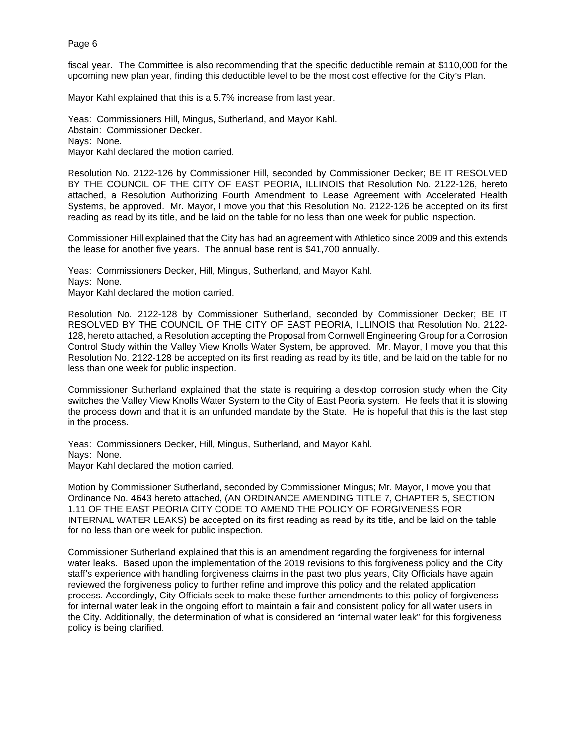fiscal year. The Committee is also recommending that the specific deductible remain at $110,000 for the upcoming new plan year, finding this deductible level to be the most cost effective for the City's Plan.

Mayor Kahl explained that this is a 5.7% increase from last year.

Yeas: Commissioners Hill, Mingus, Sutherland, and Mayor Kahl.
Abstain: Commissioner Decker.
Nays: None.
Mayor Kahl declared the motion carried.

Resolution No. 2122-126 by Commissioner Hill, seconded by Commissioner Decker; BE IT RESOLVED BY THE COUNCIL OF THE CITY OF EAST PEORIA, ILLINOIS that Resolution No. 2122-126, hereto attached, a Resolution Authorizing Fourth Amendment to Lease Agreement with Accelerated Health Systems, be approved. Mr. Mayor, I move you that this Resolution No. 2122-126 be accepted on its first reading as read by its title, and be laid on the table for no less than one week for public inspection.

Commissioner Hill explained that the City has had an agreement with Athletico since 2009 and this extends the lease for another five years. The annual base rent is $41,700 annually.

Yeas: Commissioners Decker, Hill, Mingus, Sutherland, and Mayor Kahl.
Nays: None.
Mayor Kahl declared the motion carried.

Resolution No. 2122-128 by Commissioner Sutherland, seconded by Commissioner Decker; BE IT RESOLVED BY THE COUNCIL OF THE CITY OF EAST PEORIA, ILLINOIS that Resolution No. 2122-128, hereto attached, a Resolution accepting the Proposal from Cornwell Engineering Group for a Corrosion Control Study within the Valley View Knolls Water System, be approved. Mr. Mayor, I move you that this Resolution No. 2122-128 be accepted on its first reading as read by its title, and be laid on the table for no less than one week for public inspection.

Commissioner Sutherland explained that the state is requiring a desktop corrosion study when the City switches the Valley View Knolls Water System to the City of East Peoria system. He feels that it is slowing the process down and that it is an unfunded mandate by the State. He is hopeful that this is the last step in the process.

Yeas: Commissioners Decker, Hill, Mingus, Sutherland, and Mayor Kahl.
Nays: None.
Mayor Kahl declared the motion carried.

Motion by Commissioner Sutherland, seconded by Commissioner Mingus; Mr. Mayor, I move you that Ordinance No. 4643 hereto attached, (AN ORDINANCE AMENDING TITLE 7, CHAPTER 5, SECTION 1.11 OF THE EAST PEORIA CITY CODE TO AMEND THE POLICY OF FORGIVENESS FOR INTERNAL WATER LEAKS) be accepted on its first reading as read by its title, and be laid on the table for no less than one week for public inspection.

Commissioner Sutherland explained that this is an amendment regarding the forgiveness for internal water leaks. Based upon the implementation of the 2019 revisions to this forgiveness policy and the City staff's experience with handling forgiveness claims in the past two plus years, City Officials have again reviewed the forgiveness policy to further refine and improve this policy and the related application process. Accordingly, City Officials seek to make these further amendments to this policy of forgiveness for internal water leak in the ongoing effort to maintain a fair and consistent policy for all water users in the City. Additionally, the determination of what is considered an "internal water leak" for this forgiveness policy is being clarified.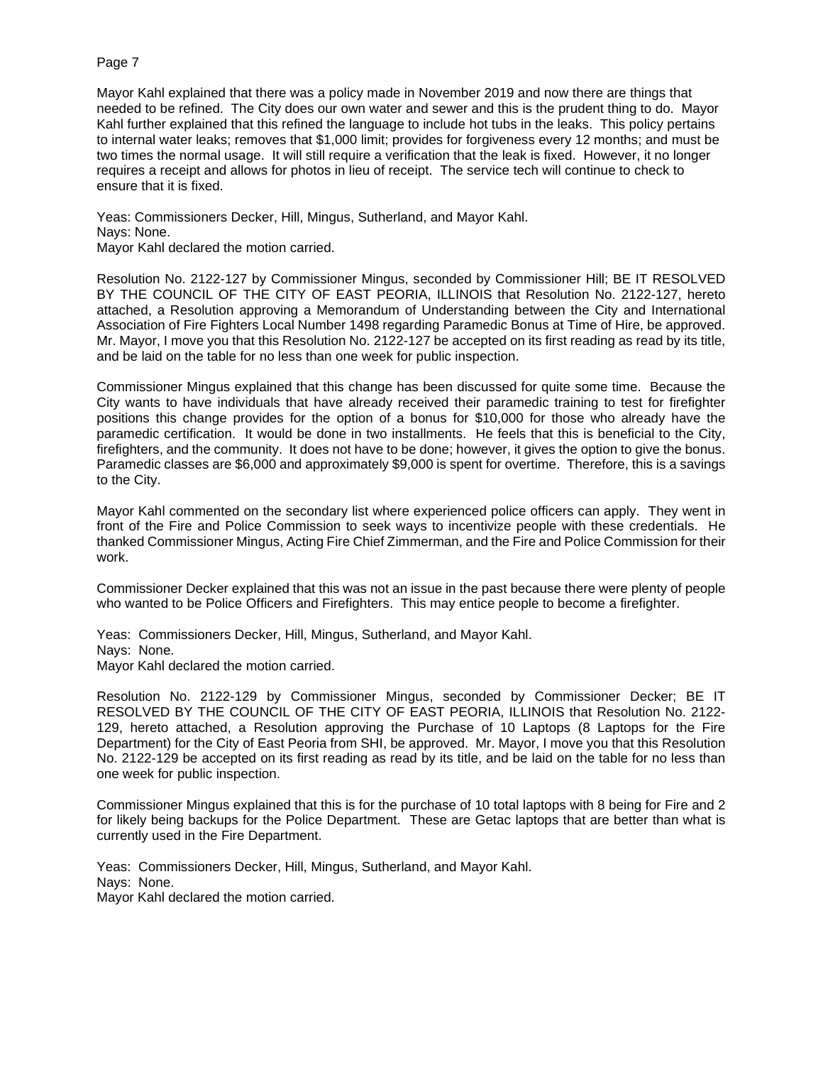Mayor Kahl explained that there was a policy made in November 2019 and now there are things that needed to be refined. The City does our own water and sewer and this is the prudent thing to do. Mayor Kahl further explained that this refined the language to include hot tubs in the leaks. This policy pertains to internal water leaks; removes that $1,000 limit; provides for forgiveness every 12 months; and must be two times the normal usage. It will still require a verification that the leak is fixed. However, it no longer requires a receipt and allows for photos in lieu of receipt. The service tech will continue to check to ensure that it is fixed.

Yeas: Commissioners Decker, Hill, Mingus, Sutherland, and Mayor Kahl.
Nays: None.
Mayor Kahl declared the motion carried.

Resolution No. 2122-127 by Commissioner Mingus, seconded by Commissioner Hill; BE IT RESOLVED BY THE COUNCIL OF THE CITY OF EAST PEORIA, ILLINOIS that Resolution No. 2122-127, hereto attached, a Resolution approving a Memorandum of Understanding between the City and International Association of Fire Fighters Local Number 1498 regarding Paramedic Bonus at Time of Hire, be approved. Mr. Mayor, I move you that this Resolution No. 2122-127 be accepted on its first reading as read by its title, and be laid on the table for no less than one week for public inspection.

Commissioner Mingus explained that this change has been discussed for quite some time. Because the City wants to have individuals that have already received their paramedic training to test for firefighter positions this change provides for the option of a bonus for $10,000 for those who already have the paramedic certification. It would be done in two installments. He feels that this is beneficial to the City, firefighters, and the community. It does not have to be done; however, it gives the option to give the bonus. Paramedic classes are $6,000 and approximately $9,000 is spent for overtime. Therefore, this is a savings to the City.

Mayor Kahl commented on the secondary list where experienced police officers can apply. They went in front of the Fire and Police Commission to seek ways to incentivize people with these credentials. He thanked Commissioner Mingus, Acting Fire Chief Zimmerman, and the Fire and Police Commission for their work.

Commissioner Decker explained that this was not an issue in the past because there were plenty of people who wanted to be Police Officers and Firefighters. This may entice people to become a firefighter.

Yeas: Commissioners Decker, Hill, Mingus, Sutherland, and Mayor Kahl.
Nays: None.
Mayor Kahl declared the motion carried.

Resolution No. 2122-129 by Commissioner Mingus, seconded by Commissioner Decker; BE IT RESOLVED BY THE COUNCIL OF THE CITY OF EAST PEORIA, ILLINOIS that Resolution No. 2122-129, hereto attached, a Resolution approving the Purchase of 10 Laptops (8 Laptops for the Fire Department) for the City of East Peoria from SHI, be approved. Mr. Mayor, I move you that this Resolution No. 2122-129 be accepted on its first reading as read by its title, and be laid on the table for no less than one week for public inspection.

Commissioner Mingus explained that this is for the purchase of 10 total laptops with 8 being for Fire and 2 for likely being backups for the Police Department. These are Getac laptops that are better than what is currently used in the Fire Department.

Yeas: Commissioners Decker, Hill, Mingus, Sutherland, and Mayor Kahl.
Nays: None.
Mayor Kahl declared the motion carried.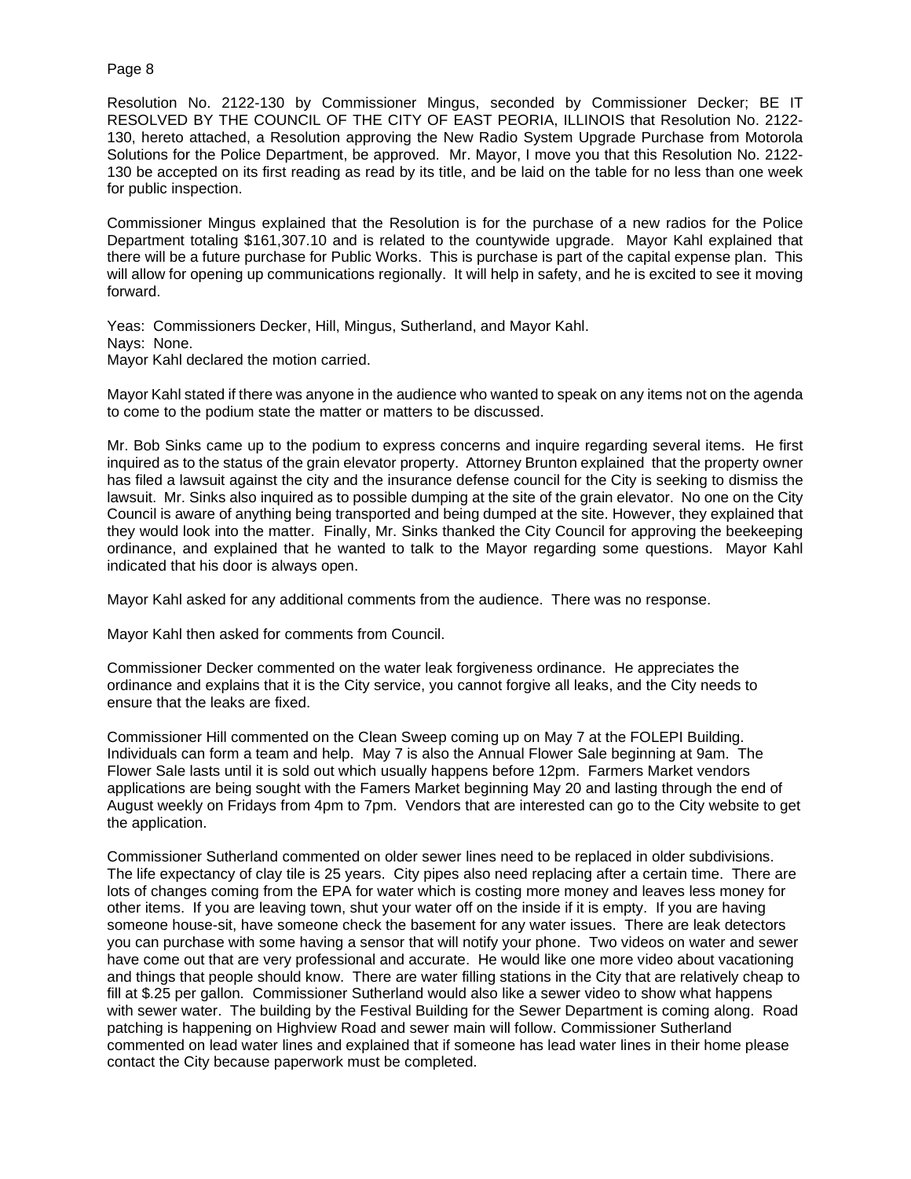Resolution No. 2122-130 by Commissioner Mingus, seconded by Commissioner Decker; BE IT RESOLVED BY THE COUNCIL OF THE CITY OF EAST PEORIA, ILLINOIS that Resolution No. 2122-130, hereto attached, a Resolution approving the New Radio System Upgrade Purchase from Motorola Solutions for the Police Department, be approved. Mr. Mayor, I move you that this Resolution No. 2122-130 be accepted on its first reading as read by its title, and be laid on the table for no less than one week for public inspection.

Commissioner Mingus explained that the Resolution is for the purchase of a new radios for the Police Department totaling $161,307.10 and is related to the countywide upgrade. Mayor Kahl explained that there will be a future purchase for Public Works. This is purchase is part of the capital expense plan. This will allow for opening up communications regionally. It will help in safety, and he is excited to see it moving forward.

Yeas: Commissioners Decker, Hill, Mingus, Sutherland, and Mayor Kahl.
Nays: None.
Mayor Kahl declared the motion carried.

Mayor Kahl stated if there was anyone in the audience who wanted to speak on any items not on the agenda to come to the podium state the matter or matters to be discussed.

Mr. Bob Sinks came up to the podium to express concerns and inquire regarding several items. He first inquired as to the status of the grain elevator property. Attorney Brunton explained that the property owner has filed a lawsuit against the city and the insurance defense council for the City is seeking to dismiss the lawsuit. Mr. Sinks also inquired as to possible dumping at the site of the grain elevator. No one on the City Council is aware of anything being transported and being dumped at the site. However, they explained that they would look into the matter. Finally, Mr. Sinks thanked the City Council for approving the beekeeping ordinance, and explained that he wanted to talk to the Mayor regarding some questions. Mayor Kahl indicated that his door is always open.

Mayor Kahl asked for any additional comments from the audience. There was no response.

Mayor Kahl then asked for comments from Council.

Commissioner Decker commented on the water leak forgiveness ordinance. He appreciates the ordinance and explains that it is the City service, you cannot forgive all leaks, and the City needs to ensure that the leaks are fixed.

Commissioner Hill commented on the Clean Sweep coming up on May 7 at the FOLEPI Building. Individuals can form a team and help. May 7 is also the Annual Flower Sale beginning at 9am. The Flower Sale lasts until it is sold out which usually happens before 12pm. Farmers Market vendors applications are being sought with the Famers Market beginning May 20 and lasting through the end of August weekly on Fridays from 4pm to 7pm. Vendors that are interested can go to the City website to get the application.

Commissioner Sutherland commented on older sewer lines need to be replaced in older subdivisions. The life expectancy of clay tile is 25 years. City pipes also need replacing after a certain time. There are lots of changes coming from the EPA for water which is costing more money and leaves less money for other items. If you are leaving town, shut your water off on the inside if it is empty. If you are having someone house-sit, have someone check the basement for any water issues. There are leak detectors you can purchase with some having a sensor that will notify your phone. Two videos on water and sewer have come out that are very professional and accurate. He would like one more video about vacationing and things that people should know. There are water filling stations in the City that are relatively cheap to fill at $.25 per gallon. Commissioner Sutherland would also like a sewer video to show what happens with sewer water. The building by the Festival Building for the Sewer Department is coming along. Road patching is happening on Highview Road and sewer main will follow. Commissioner Sutherland commented on lead water lines and explained that if someone has lead water lines in their home please contact the City because paperwork must be completed.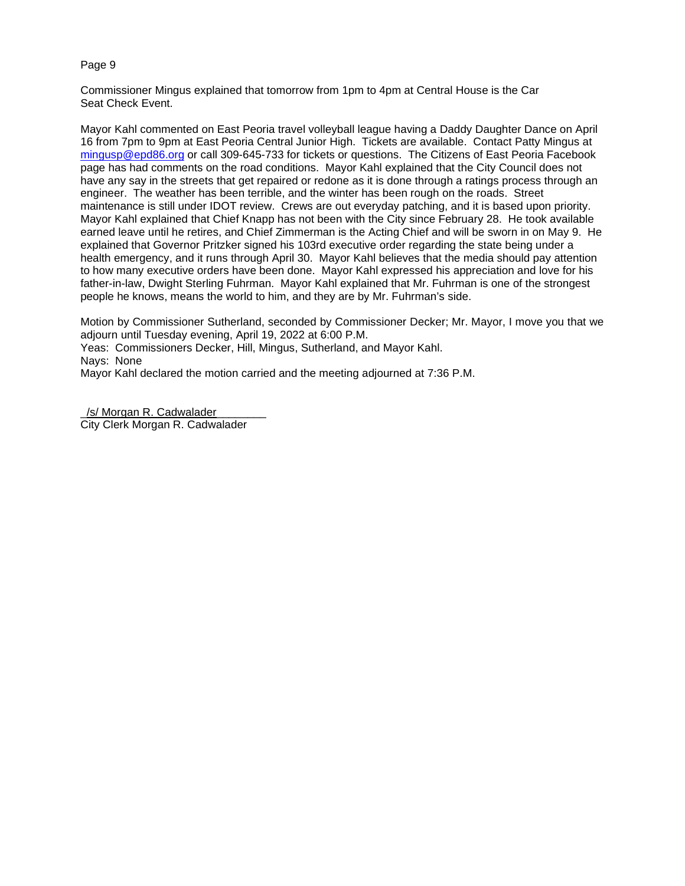Commissioner Mingus explained that tomorrow from 1pm to 4pm at Central House is the Car Seat Check Event.

Mayor Kahl commented on East Peoria travel volleyball league having a Daddy Daughter Dance on April 16 from 7pm to 9pm at East Peoria Central Junior High. Tickets are available. Contact Patty Mingus at minguspp@epd86.org or call 309-645-733 for tickets or questions. The Citizens of East Peoria Facebook page has had comments on the road conditions. Mayor Kahl explained that the City Council does not have any say in the streets that get repaired or redone as it is done through a ratings process through an engineer. The weather has been terrible, and the winter has been rough on the roads. Street maintenance is still under IDOT review. Crews are out everyday patching, and it is based upon priority. Mayor Kahl explained that Chief Knapp has not been with the City since February 28. He took available earned leave until he retires, and Chief Zimmerman is the Acting Chief and will be sworn in on May 9. He explained that Governor Pritzker signed his 103rd executive order regarding the state being under a health emergency, and it runs through April 30. Mayor Kahl believes that the media should pay attention to how many executive orders have been done. Mayor Kahl expressed his appreciation and love for his father-in-law, Dwight Sterling Fuhrman. Mayor Kahl explained that Mr. Fuhrman is one of the strongest people he knows, means the world to him, and they are by Mr. Fuhrman's side.

Motion by Commissioner Sutherland, seconded by Commissioner Decker; Mr. Mayor, I move you that we adjourn until Tuesday evening, April 19, 2022 at 6:00 P.M.
Yeas: Commissioners Decker, Hill, Mingus, Sutherland, and Mayor Kahl.
Nays: None
Mayor Kahl declared the motion carried and the meeting adjourned at 7:36 P.M.

/s/ Morgan R. Cadwalader
City Clerk Morgan R. Cadwalader